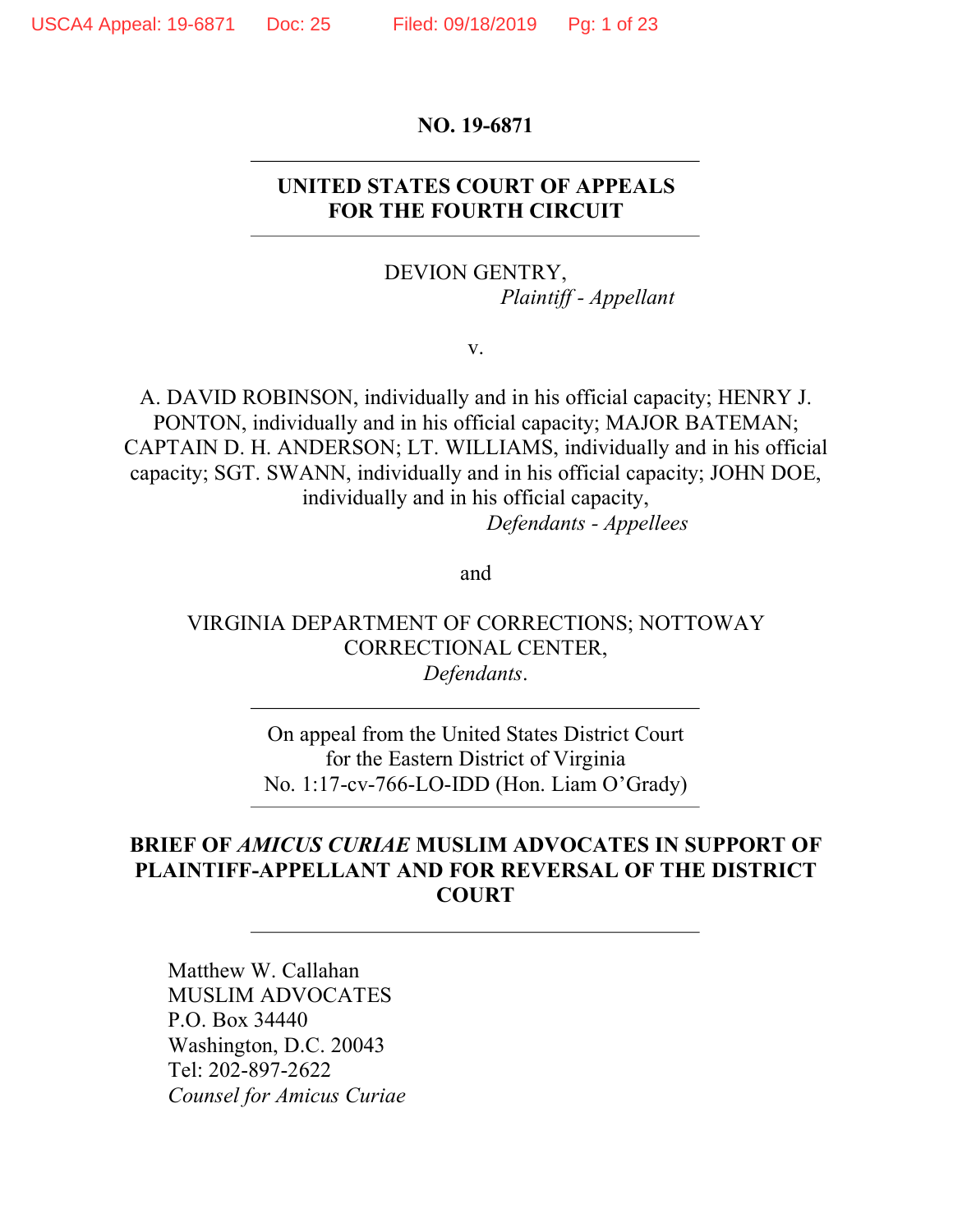**NO. 19-6871**

---

**UNITED STATES COURT OF APPEALS**
**FOR THE FOURTH CIRCUIT**

---

DEVION GENTRY,
*Plaintiff - Appellant*

v.

A. DAVID ROBINSON, individually and in his official capacity; HENRY J. PONTON, individually and in his official capacity; MAJOR BATEMAN; CAPTAIN D. H. ANDERSON; LT. WILLIAMS, individually and in his official capacity; SGT. SWANN, individually and in his official capacity; JOHN DOE, individually and in his official capacity,
*Defendants - Appellees*

and

VIRGINIA DEPARTMENT OF CORRECTIONS; NOTTOWAY CORRECTIONAL CENTER,
*Defendants*.

---

On appeal from the United States District Court
for the Eastern District of Virginia
No. 1:17-cv-766-LO-IDD (Hon. Liam O'Grady)

---

**BRIEF OF *AMICUS CURIAE* MUSLIM ADVOCATES IN SUPPORT OF PLAINTIFF-APPELLANT AND FOR REVERSAL OF THE DISTRICT COURT**

---

Matthew W. Callahan
MUSLIM ADVOCATES
P.O. Box 34440
Washington, D.C. 20043
Tel: 202-897-2622
*Counsel for Amicus Curiae*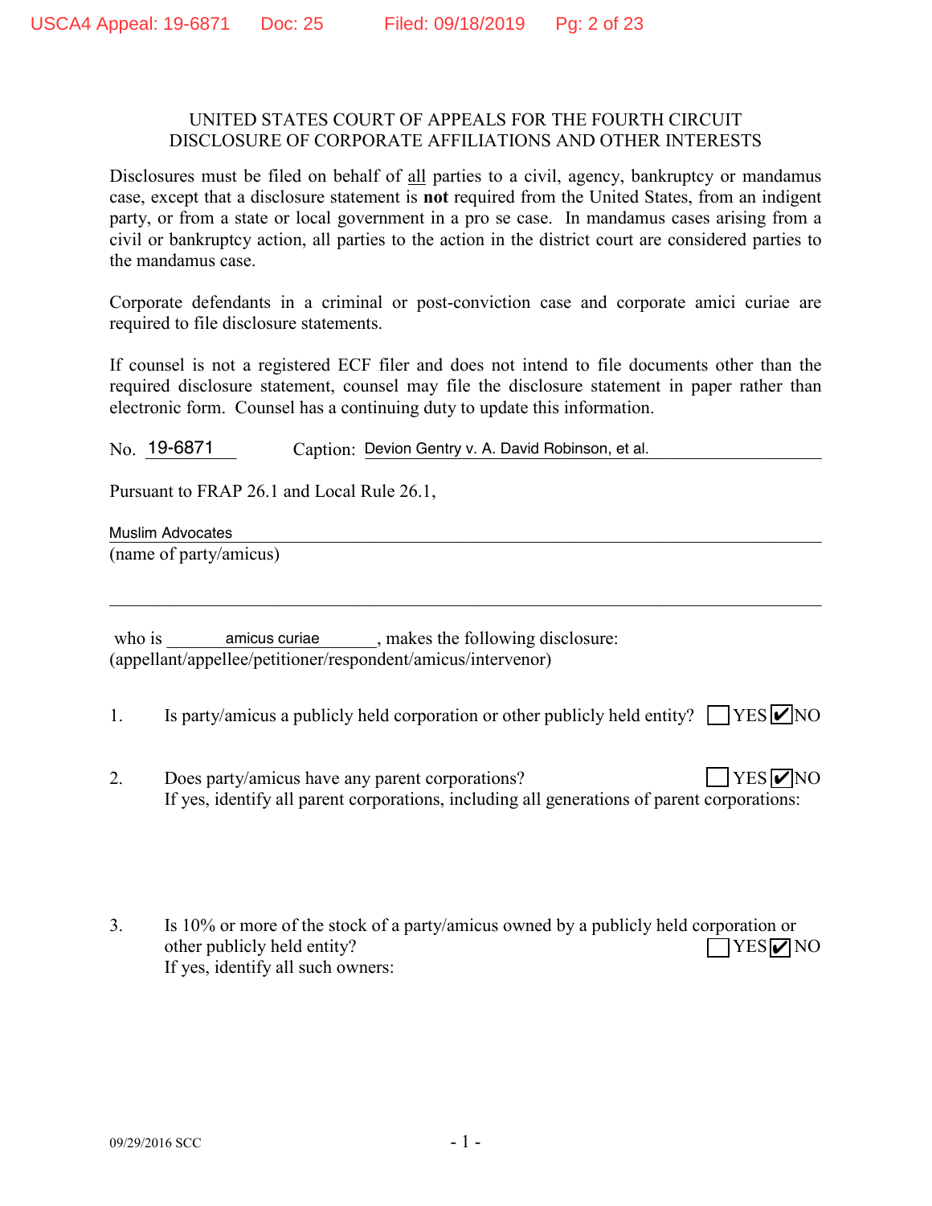UNITED STATES COURT OF APPEALS FOR THE FOURTH CIRCUIT
DISCLOSURE OF CORPORATE AFFILIATIONS AND OTHER INTERESTS

Disclosures must be filed on behalf of all parties to a civil, agency, bankruptcy or mandamus case, except that a disclosure statement is **not** required from the United States, from an indigent party, or from a state or local government in a pro se case. In mandamus cases arising from a civil or bankruptcy action, all parties to the action in the district court are considered parties to the mandamus case.

Corporate defendants in a criminal or post-conviction case and corporate amici curiae are required to file disclosure statements.

If counsel is not a registered ECF filer and does not intend to file documents other than the required disclosure statement, counsel may file the disclosure statement in paper rather than electronic form. Counsel has a continuing duty to update this information.

No. 19-6871 Caption: Devion Gentry v. A. David Robinson, et al.

Pursuant to FRAP 26.1 and Local Rule 26.1,

Muslim Advocates
(name of party/amicus)

who is amicus curiae, makes the following disclosure:
(appellant/appellee/petitioner/respondent/amicus/intervenor)

1. Is party/amicus a publicly held corporation or other publicly held entity? ☐ YES ☑ NO

2. Does party/amicus have any parent corporations? ☐ YES ☑ NO
If yes, identify all parent corporations, including all generations of parent corporations:

3. Is 10% or more of the stock of a party/amicus owned by a publicly held corporation or other publicly held entity? ☐ YES ☑ NO
If yes, identify all such owners:

09/29/2016 SCC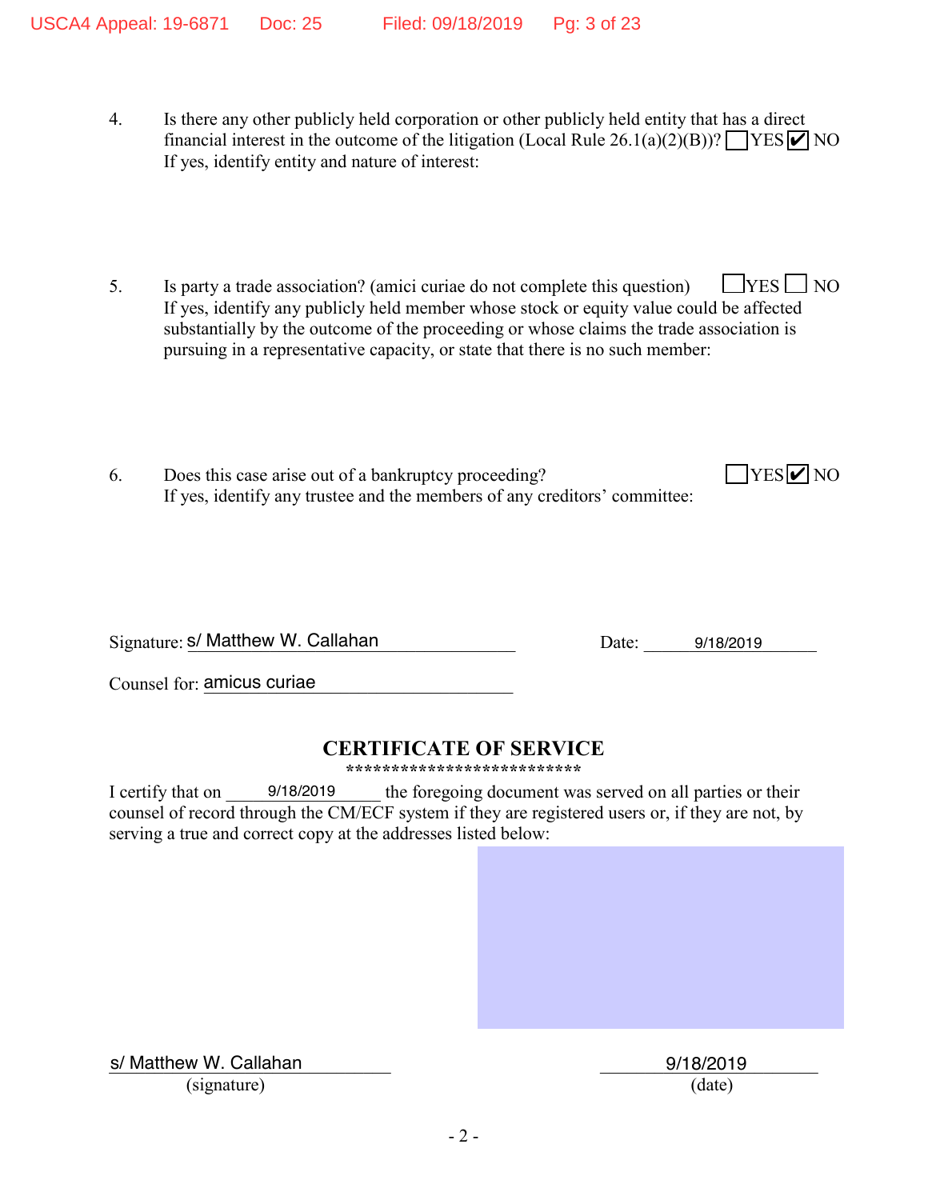4. Is there any other publicly held corporation or other publicly held entity that has a direct financial interest in the outcome of the litigation (Local Rule 26.1(a)(2)(B))? ☐ YES ☑ NO
   If yes, identify entity and nature of interest:

5. Is party a trade association? (amici curiae do not complete this question) ☐ YES ☐ NO
   If yes, identify any publicly held member whose stock or equity value could be affected substantially by the outcome of the proceeding or whose claims the trade association is pursuing in a representative capacity, or state that there is no such member:

6. Does this case arise out of a bankruptcy proceeding? ☐ YES ☑ NO
   If yes, identify any trustee and the members of any creditors' committee:

Signature: s/ Matthew W. Callahan    Date: 9/18/2019

Counsel for: amicus curiae

## CERTIFICATE OF SERVICE

**************************

I certify that on 9/18/2019 the foregoing document was served on all parties or their counsel of record through the CM/ECF system if they are registered users or, if they are not, by serving a true and correct copy at the addresses listed below:

s/ Matthew W. Callahan
(signature)

9/18/2019
(date)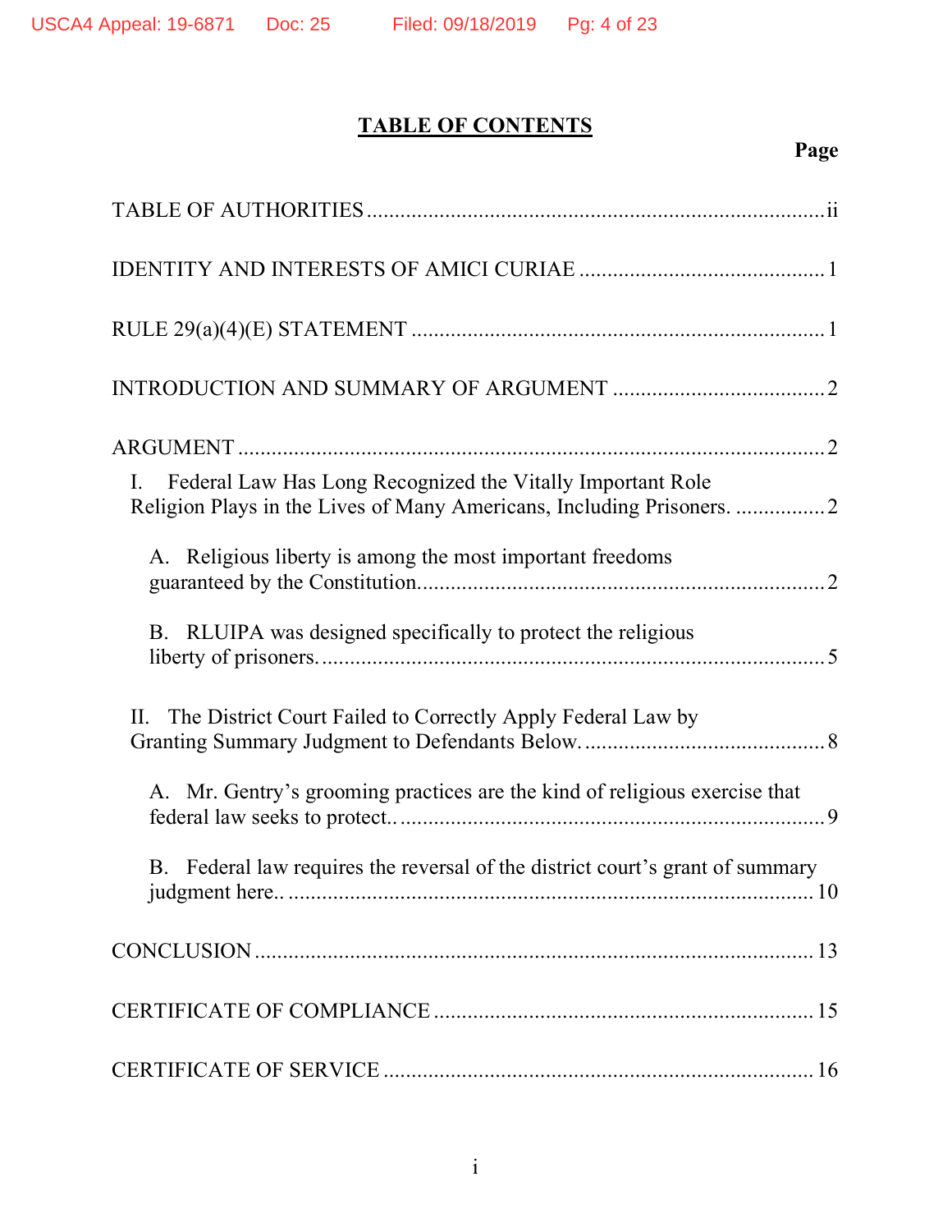# TABLE OF CONTENTS

**Page**

TABLE OF AUTHORITIES .......... ii

IDENTITY AND INTERESTS OF AMICI CURIAE .......... 1

RULE 29(a)(4)(E) STATEMENT .......... 1

INTRODUCTION AND SUMMARY OF ARGUMENT .......... 2

ARGUMENT .......... 2

- I. Federal Law Has Long Recognized the Vitally Important Role Religion Plays in the Lives of Many Americans, Including Prisoners. .......... 2
  - A. Religious liberty is among the most important freedoms guaranteed by the Constitution. .......... 2
  - B. RLUIPA was designed specifically to protect the religious liberty of prisoners. .......... 5
- II. The District Court Failed to Correctly Apply Federal Law by Granting Summary Judgment to Defendants Below. .......... 8
  - A. Mr. Gentry's grooming practices are the kind of religious exercise that federal law seeks to protect.. .......... 9
  - B. Federal law requires the reversal of the district court's grant of summary judgment here.. .......... 10

CONCLUSION .......... 13

CERTIFICATE OF COMPLIANCE .......... 15

CERTIFICATE OF SERVICE .......... 16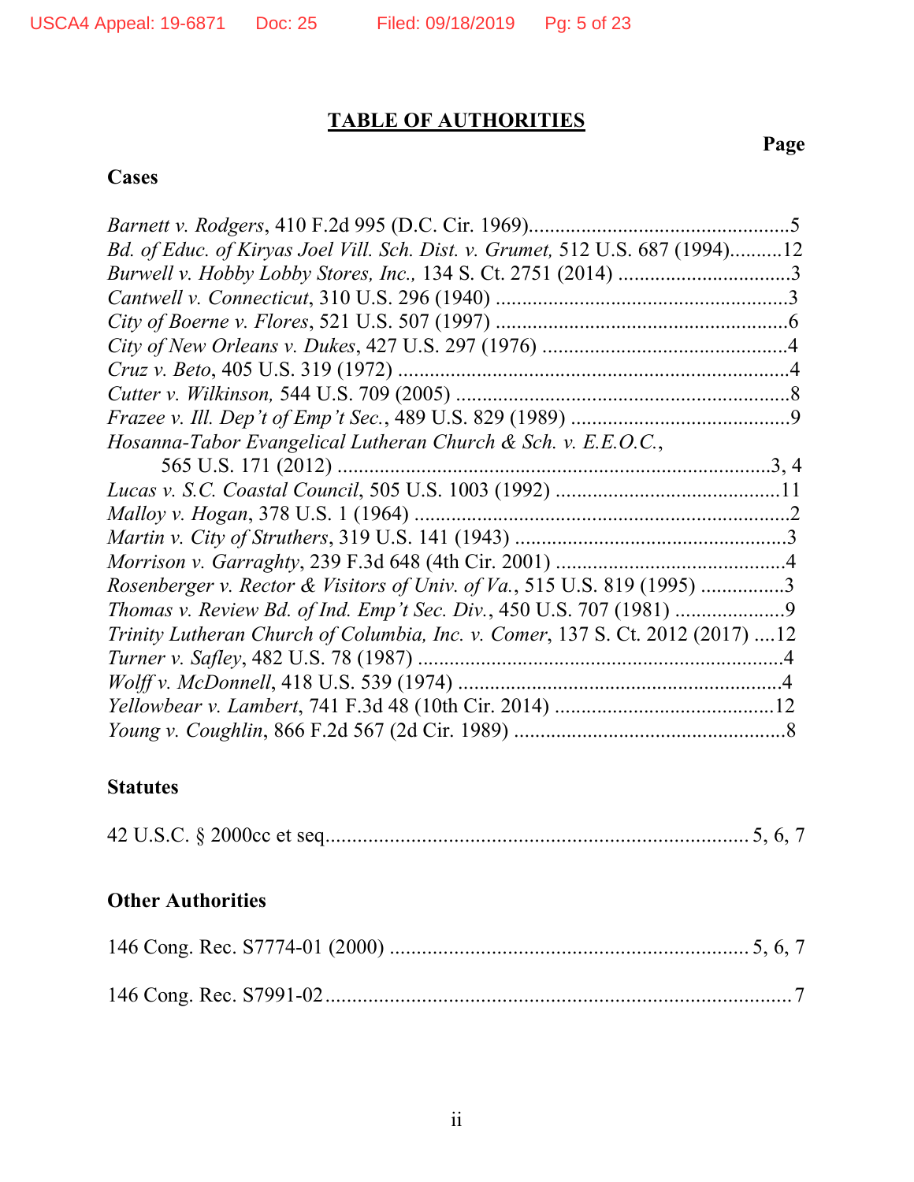## TABLE OF AUTHORITIES

**Page**

### Cases

*Barnett v. Rodgers*, 410 F.2d 995 (D.C. Cir. 1969)....................................................5
*Bd. of Educ. of Kiryas Joel Vill. Sch. Dist. v. Grumet,* 512 U.S. 687 (1994)..........12
*Burwell v. Hobby Lobby Stores, Inc.,* 134 S. Ct. 2751 (2014) .................................3
*Cantwell v. Connecticut*, 310 U.S. 296 (1940) .......................................................3
*City of Boerne v. Flores*, 521 U.S. 507 (1997) ........................................................6
*City of New Orleans v. Dukes*, 427 U.S. 297 (1976) ...............................................4
*Cruz v. Beto*, 405 U.S. 319 (1972) ...........................................................................4
*Cutter v. Wilkinson,* 544 U.S. 709 (2005) ................................................................8
*Frazee v. Ill. Dep't of Emp't Sec.*, 489 U.S. 829 (1989) ...........................................9
*Hosanna-Tabor Evangelical Lutheran Church & Sch. v. E.E.O.C.*,
565 U.S. 171 (2012) ...................................................................................3, 4
*Lucas v. S.C. Coastal Council*, 505 U.S. 1003 (1992) ...........................................11
*Malloy v. Hogan*, 378 U.S. 1 (1964) ........................................................................2
*Martin v. City of Struthers*, 319 U.S. 141 (1943) ....................................................3
*Morrison v. Garraghty*, 239 F.3d 648 (4th Cir. 2001) .............................................4
*Rosenberger v. Rector & Visitors of Univ. of Va.*, 515 U.S. 819 (1995) ................3
*Thomas v. Review Bd. of Ind. Emp't Sec. Div.*, 450 U.S. 707 (1981) .....................9
*Trinity Lutheran Church of Columbia, Inc. v. Comer*, 137 S. Ct. 2012 (2017) ....12
*Turner v. Safley*, 482 U.S. 78 (1987) ......................................................................4
*Wolff v. McDonnell*, 418 U.S. 539 (1974) ...............................................................4
*Yellowbear v. Lambert*, 741 F.3d 48 (10th Cir. 2014) ...........................................12
*Young v. Coughlin*, 866 F.2d 567 (2d Cir. 1989) ....................................................8

### Statutes

42 U.S.C. § 2000cc et seq................................................................................ 5, 6, 7

### Other Authorities

146 Cong. Rec. S7774-01 (2000) ................................................................. 5, 6, 7

146 Cong. Rec. S7991-02.........................................................................................7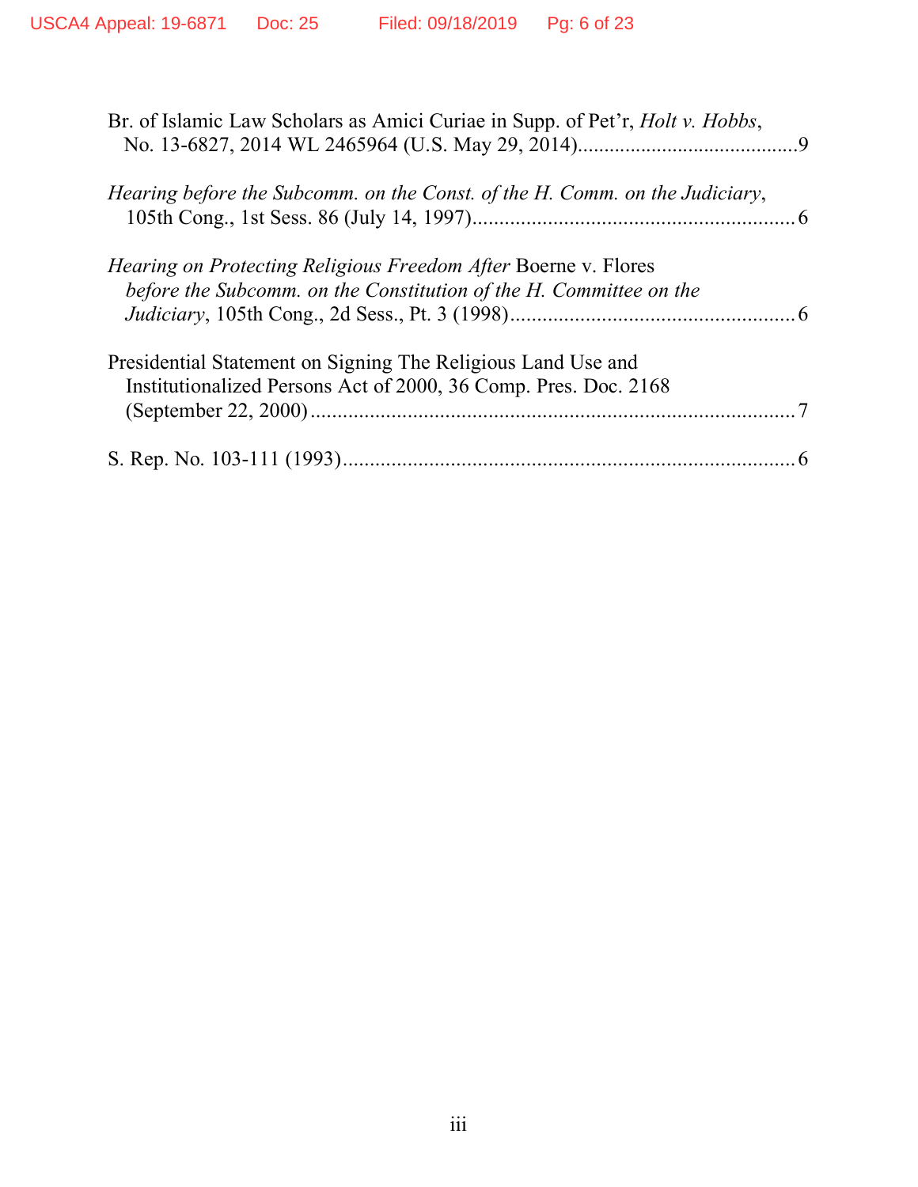Br. of Islamic Law Scholars as Amici Curiae in Supp. of Pet'r, *Holt v. Hobbs*, No. 13-6827, 2014 WL 2465964 (U.S. May 29, 2014)..........................................9

*Hearing before the Subcomm. on the Const. of the H. Comm. on the Judiciary*, 105th Cong., 1st Sess. 86 (July 14, 1997)............................................................6

*Hearing on Protecting Religious Freedom After* Boerne v. Flores *before the Subcomm. on the Constitution of the H. Committee on the Judiciary*, 105th Cong., 2d Sess., Pt. 3 (1998).....................................................6

Presidential Statement on Signing The Religious Land Use and Institutionalized Persons Act of 2000, 36 Comp. Pres. Doc. 2168 (September 22, 2000)..........................................................................7

S. Rep. No. 103-111 (1993)....................................................................6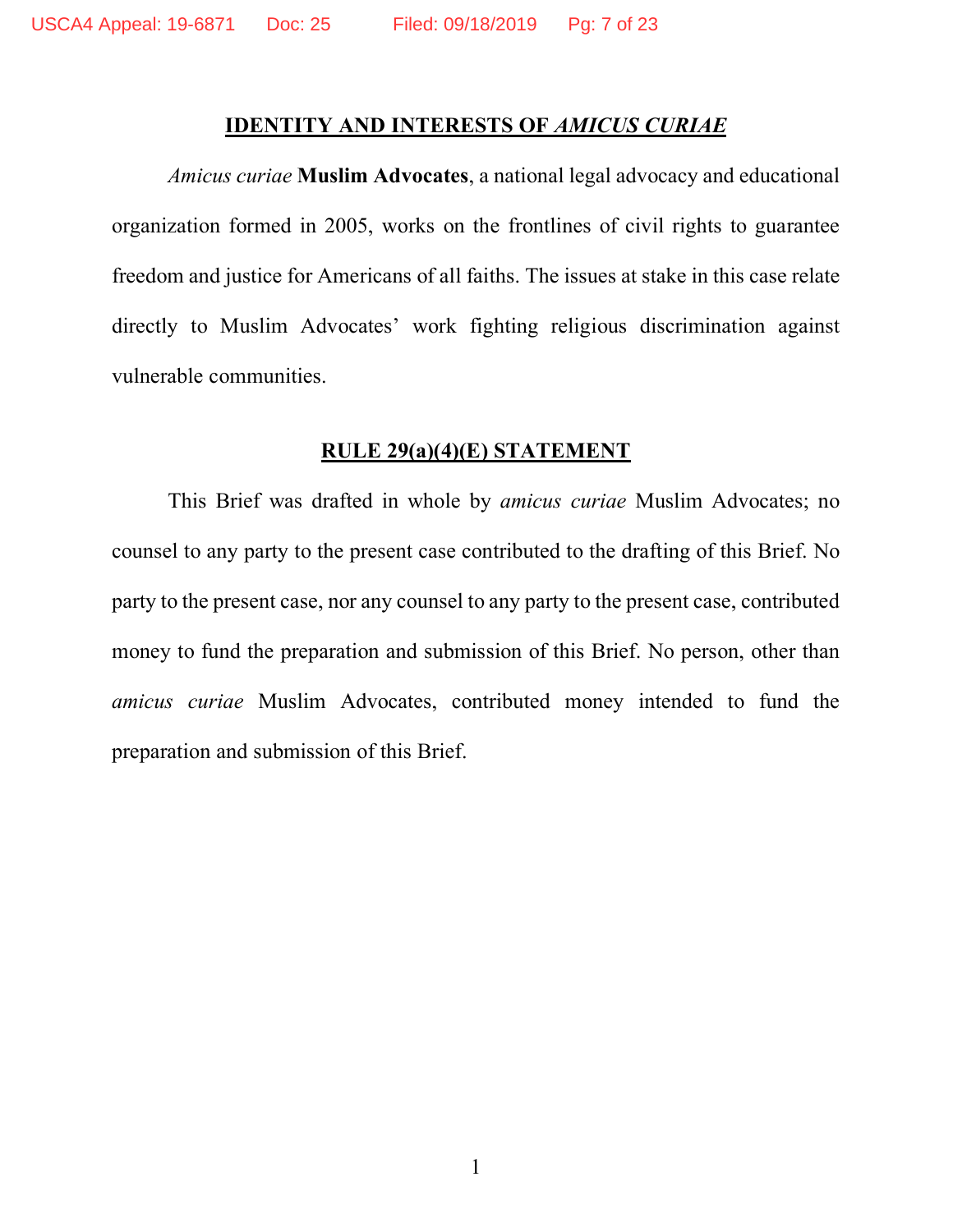## IDENTITY AND INTERESTS OF *AMICUS CURIAE*

*Amicus curiae* **Muslim Advocates**, a national legal advocacy and educational organization formed in 2005, works on the frontlines of civil rights to guarantee freedom and justice for Americans of all faiths. The issues at stake in this case relate directly to Muslim Advocates' work fighting religious discrimination against vulnerable communities.

## RULE 29(a)(4)(E) STATEMENT

This Brief was drafted in whole by *amicus curiae* Muslim Advocates; no counsel to any party to the present case contributed to the drafting of this Brief. No party to the present case, nor any counsel to any party to the present case, contributed money to fund the preparation and submission of this Brief. No person, other than *amicus curiae* Muslim Advocates, contributed money intended to fund the preparation and submission of this Brief.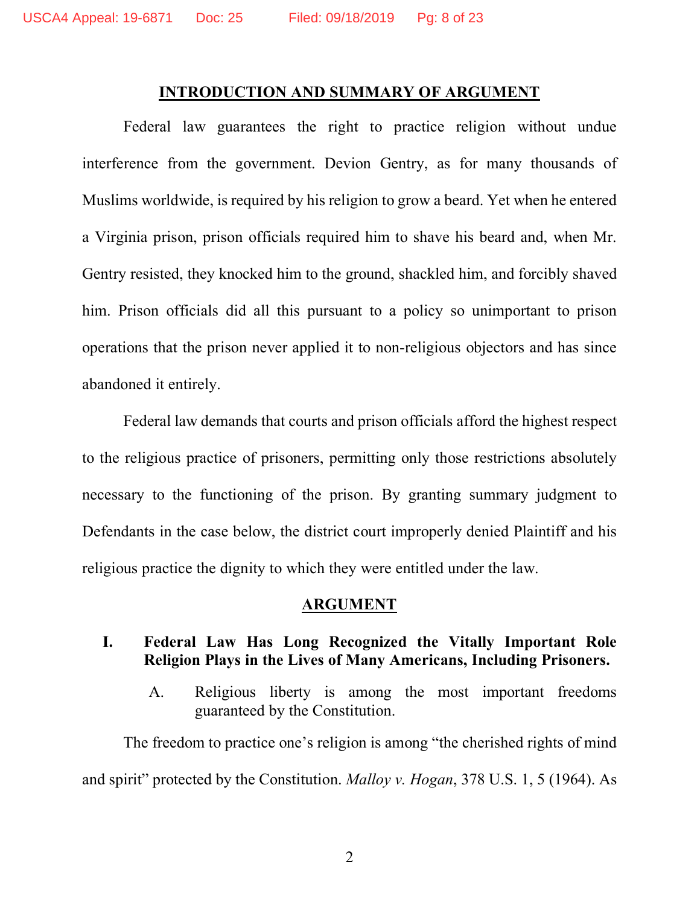## INTRODUCTION AND SUMMARY OF ARGUMENT

Federal law guarantees the right to practice religion without undue interference from the government. Devion Gentry, as for many thousands of Muslims worldwide, is required by his religion to grow a beard. Yet when he entered a Virginia prison, prison officials required him to shave his beard and, when Mr. Gentry resisted, they knocked him to the ground, shackled him, and forcibly shaved him. Prison officials did all this pursuant to a policy so unimportant to prison operations that the prison never applied it to non-religious objectors and has since abandoned it entirely.

Federal law demands that courts and prison officials afford the highest respect to the religious practice of prisoners, permitting only those restrictions absolutely necessary to the functioning of the prison. By granting summary judgment to Defendants in the case below, the district court improperly denied Plaintiff and his religious practice the dignity to which they were entitled under the law.

## ARGUMENT

### I. Federal Law Has Long Recognized the Vitally Important Role Religion Plays in the Lives of Many Americans, Including Prisoners.

#### A. Religious liberty is among the most important freedoms guaranteed by the Constitution.

The freedom to practice one's religion is among "the cherished rights of mind and spirit" protected by the Constitution. *Malloy v. Hogan*, 378 U.S. 1, 5 (1964). As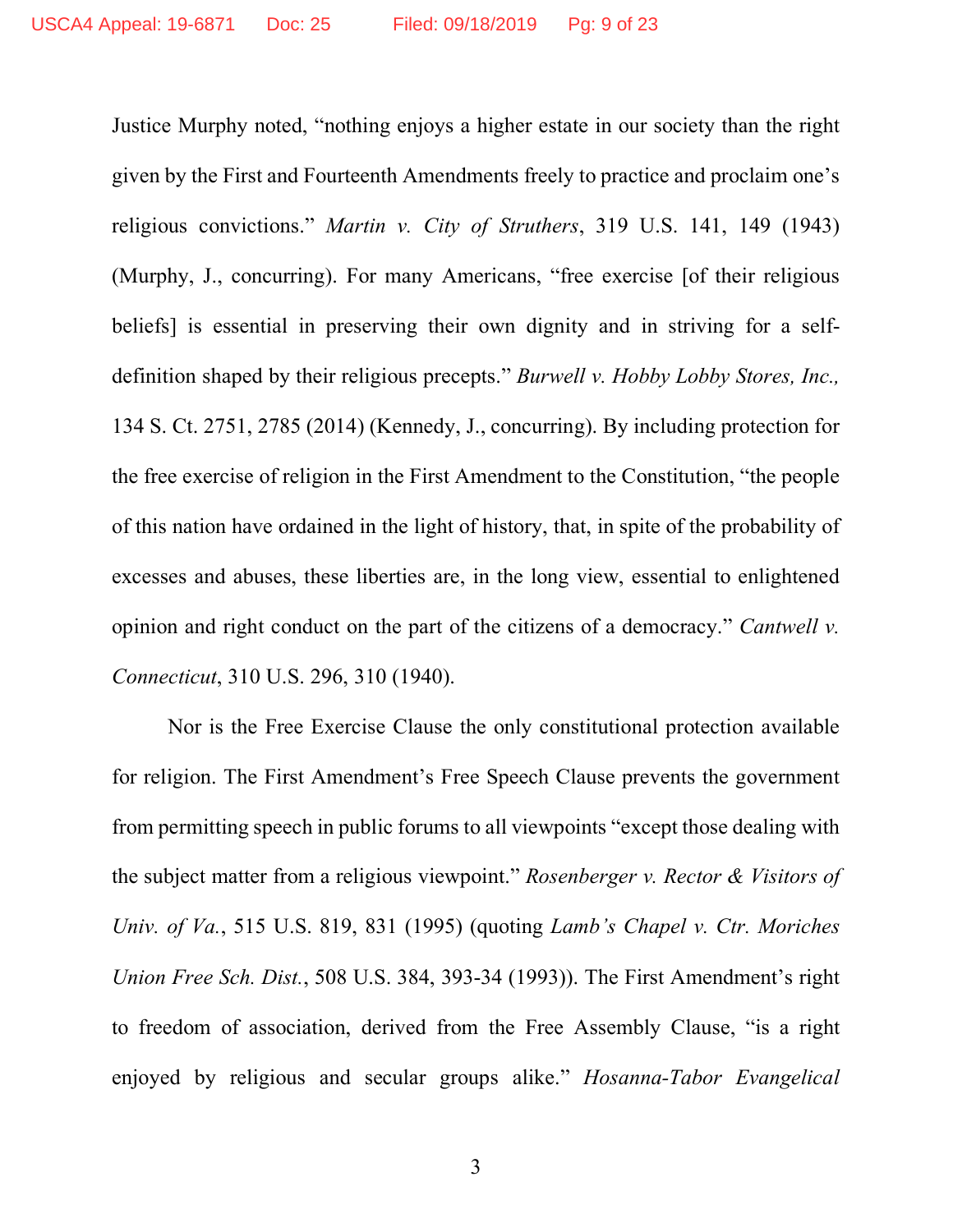Justice Murphy noted, "nothing enjoys a higher estate in our society than the right given by the First and Fourteenth Amendments freely to practice and proclaim one's religious convictions." *Martin v. City of Struthers*, 319 U.S. 141, 149 (1943) (Murphy, J., concurring). For many Americans, "free exercise [of their religious beliefs] is essential in preserving their own dignity and in striving for a self-definition shaped by their religious precepts." *Burwell v. Hobby Lobby Stores, Inc.,* 134 S. Ct. 2751, 2785 (2014) (Kennedy, J., concurring). By including protection for the free exercise of religion in the First Amendment to the Constitution, "the people of this nation have ordained in the light of history, that, in spite of the probability of excesses and abuses, these liberties are, in the long view, essential to enlightened opinion and right conduct on the part of the citizens of a democracy." *Cantwell v. Connecticut*, 310 U.S. 296, 310 (1940).

Nor is the Free Exercise Clause the only constitutional protection available for religion. The First Amendment's Free Speech Clause prevents the government from permitting speech in public forums to all viewpoints "except those dealing with the subject matter from a religious viewpoint." *Rosenberger v. Rector & Visitors of Univ. of Va.*, 515 U.S. 819, 831 (1995) (quoting *Lamb's Chapel v. Ctr. Moriches Union Free Sch. Dist.*, 508 U.S. 384, 393-34 (1993)). The First Amendment's right to freedom of association, derived from the Free Assembly Clause, "is a right enjoyed by religious and secular groups alike." *Hosanna-Tabor Evangelical*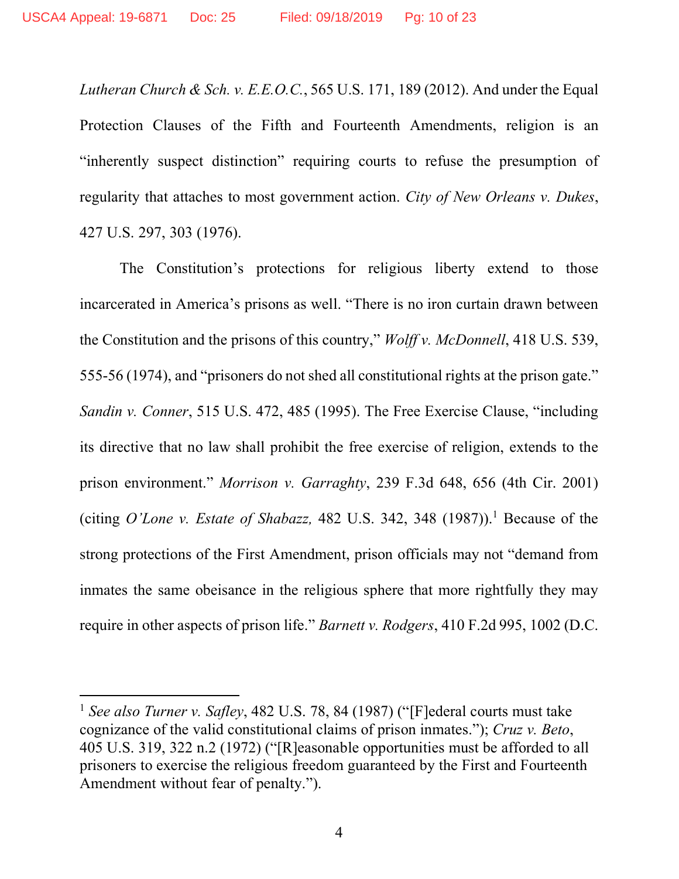*Lutheran Church & Sch. v. E.E.O.C.*, 565 U.S. 171, 189 (2012). And under the Equal Protection Clauses of the Fifth and Fourteenth Amendments, religion is an "inherently suspect distinction" requiring courts to refuse the presumption of regularity that attaches to most government action. *City of New Orleans v. Dukes*, 427 U.S. 297, 303 (1976).

The Constitution's protections for religious liberty extend to those incarcerated in America's prisons as well. "There is no iron curtain drawn between the Constitution and the prisons of this country," *Wolff v. McDonnell*, 418 U.S. 539, 555-56 (1974), and "prisoners do not shed all constitutional rights at the prison gate." *Sandin v. Conner*, 515 U.S. 472, 485 (1995). The Free Exercise Clause, "including its directive that no law shall prohibit the free exercise of religion, extends to the prison environment." *Morrison v. Garraghty*, 239 F.3d 648, 656 (4th Cir. 2001) (citing *O'Lone v. Estate of Shabazz,* 482 U.S. 342, 348 (1987)).[1] Because of the strong protections of the First Amendment, prison officials may not "demand from inmates the same obeisance in the religious sphere that more rightfully they may require in other aspects of prison life." *Barnett v. Rodgers*, 410 F.2d 995, 1002 (D.C.

---

[1] *See also Turner v. Safley*, 482 U.S. 78, 84 (1987) ("[F]ederal courts must take cognizance of the valid constitutional claims of prison inmates."); *Cruz v. Beto*, 405 U.S. 319, 322 n.2 (1972) ("[R]easonable opportunities must be afforded to all prisoners to exercise the religious freedom guaranteed by the First and Fourteenth Amendment without fear of penalty.").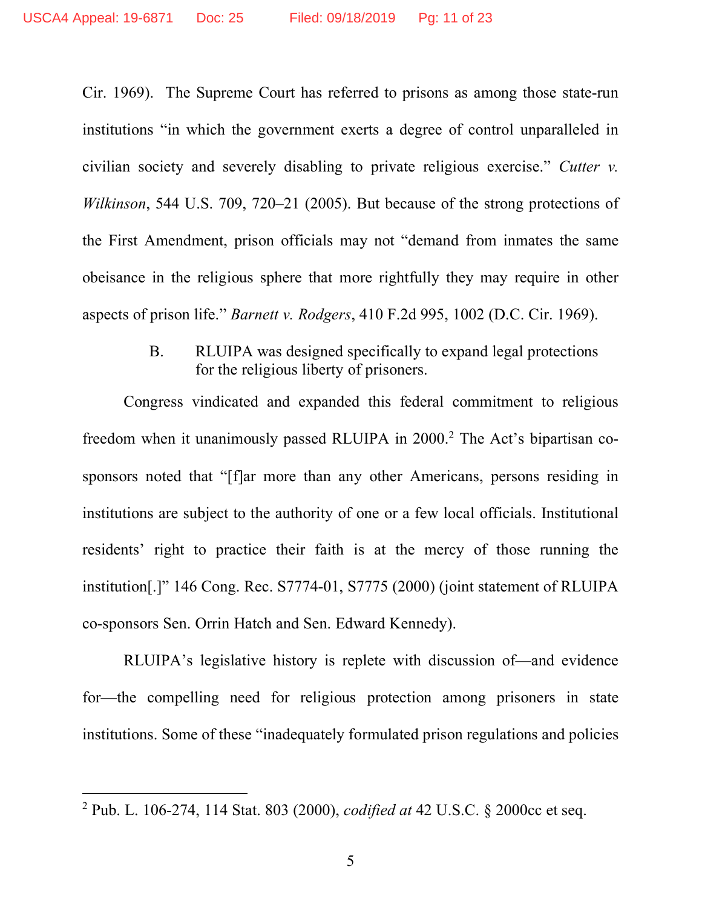Cir. 1969). The Supreme Court has referred to prisons as among those state-run institutions "in which the government exerts a degree of control unparalleled in civilian society and severely disabling to private religious exercise." *Cutter v. Wilkinson*, 544 U.S. 709, 720–21 (2005). But because of the strong protections of the First Amendment, prison officials may not "demand from inmates the same obeisance in the religious sphere that more rightfully they may require in other aspects of prison life." *Barnett v. Rodgers*, 410 F.2d 995, 1002 (D.C. Cir. 1969).

### B. RLUIPA was designed specifically to expand legal protections for the religious liberty of prisoners.

Congress vindicated and expanded this federal commitment to religious freedom when it unanimously passed RLUIPA in 2000.[2] The Act's bipartisan co-sponsors noted that "[f]ar more than any other Americans, persons residing in institutions are subject to the authority of one or a few local officials. Institutional residents' right to practice their faith is at the mercy of those running the institution[.]" 146 Cong. Rec. S7774-01, S7775 (2000) (joint statement of RLUIPA co-sponsors Sen. Orrin Hatch and Sen. Edward Kennedy).

RLUIPA's legislative history is replete with discussion of—and evidence for—the compelling need for religious protection among prisoners in state institutions. Some of these "inadequately formulated prison regulations and policies

---

[2] Pub. L. 106-274, 114 Stat. 803 (2000), *codified at* 42 U.S.C. § 2000cc et seq.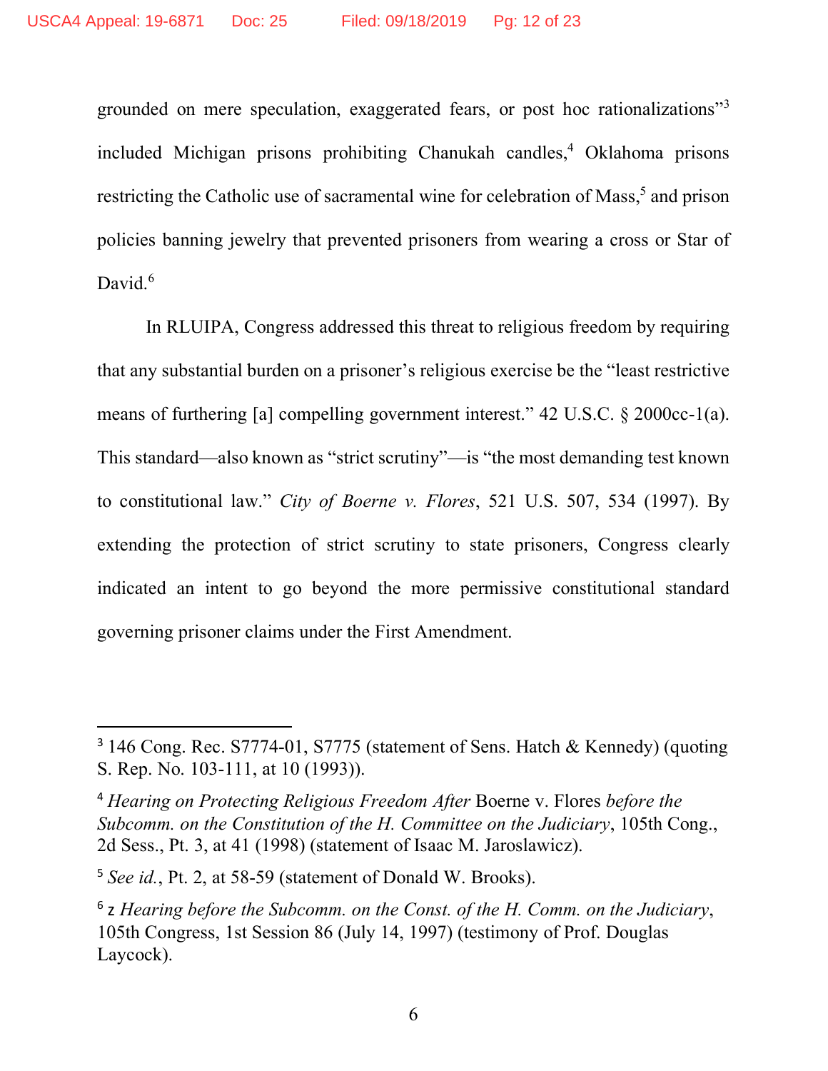grounded on mere speculation, exaggerated fears, or post hoc rationalizations"[3] included Michigan prisons prohibiting Chanukah candles,[4] Oklahoma prisons restricting the Catholic use of sacramental wine for celebration of Mass,[5] and prison policies banning jewelry that prevented prisoners from wearing a cross or Star of David.[6]

In RLUIPA, Congress addressed this threat to religious freedom by requiring that any substantial burden on a prisoner's religious exercise be the "least restrictive means of furthering [a] compelling government interest." 42 U.S.C. § 2000cc-1(a). This standard—also known as "strict scrutiny"—is "the most demanding test known to constitutional law." *City of Boerne v. Flores*, 521 U.S. 507, 534 (1997). By extending the protection of strict scrutiny to state prisoners, Congress clearly indicated an intent to go beyond the more permissive constitutional standard governing prisoner claims under the First Amendment.

---

[3] 146 Cong. Rec. S7774-01, S7775 (statement of Sens. Hatch & Kennedy) (quoting S. Rep. No. 103-111, at 10 (1993)).

[4] *Hearing on Protecting Religious Freedom After* Boerne v. Flores *before the Subcomm. on the Constitution of the H. Committee on the Judiciary*, 105th Cong., 2d Sess., Pt. 3, at 41 (1998) (statement of Isaac M. Jaroslawicz).

[5] *See id.*, Pt. 2, at 58-59 (statement of Donald W. Brooks).

[6] z *Hearing before the Subcomm. on the Const. of the H. Comm. on the Judiciary*, 105th Congress, 1st Session 86 (July 14, 1997) (testimony of Prof. Douglas Laycock).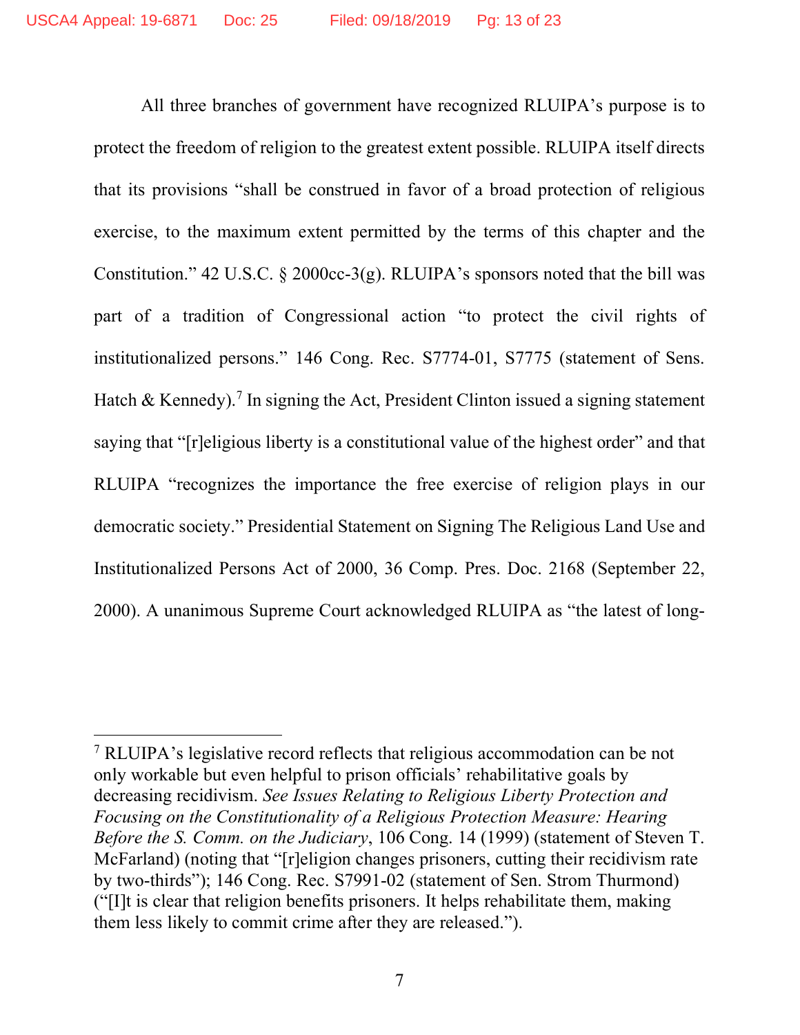All three branches of government have recognized RLUIPA's purpose is to protect the freedom of religion to the greatest extent possible. RLUIPA itself directs that its provisions "shall be construed in favor of a broad protection of religious exercise, to the maximum extent permitted by the terms of this chapter and the Constitution." 42 U.S.C. § 2000cc-3(g). RLUIPA's sponsors noted that the bill was part of a tradition of Congressional action "to protect the civil rights of institutionalized persons." 146 Cong. Rec. S7774-01, S7775 (statement of Sens. Hatch & Kennedy).[7] In signing the Act, President Clinton issued a signing statement saying that "[r]eligious liberty is a constitutional value of the highest order" and that RLUIPA "recognizes the importance the free exercise of religion plays in our democratic society." Presidential Statement on Signing The Religious Land Use and Institutionalized Persons Act of 2000, 36 Comp. Pres. Doc. 2168 (September 22, 2000). A unanimous Supreme Court acknowledged RLUIPA as "the latest of long-

---

[7] RLUIPA's legislative record reflects that religious accommodation can be not only workable but even helpful to prison officials' rehabilitative goals by decreasing recidivism. *See Issues Relating to Religious Liberty Protection and Focusing on the Constitutionality of a Religious Protection Measure: Hearing Before the S. Comm. on the Judiciary*, 106 Cong. 14 (1999) (statement of Steven T. McFarland) (noting that "[r]eligion changes prisoners, cutting their recidivism rate by two-thirds"); 146 Cong. Rec. S7991-02 (statement of Sen. Strom Thurmond) ("[I]t is clear that religion benefits prisoners. It helps rehabilitate them, making them less likely to commit crime after they are released.").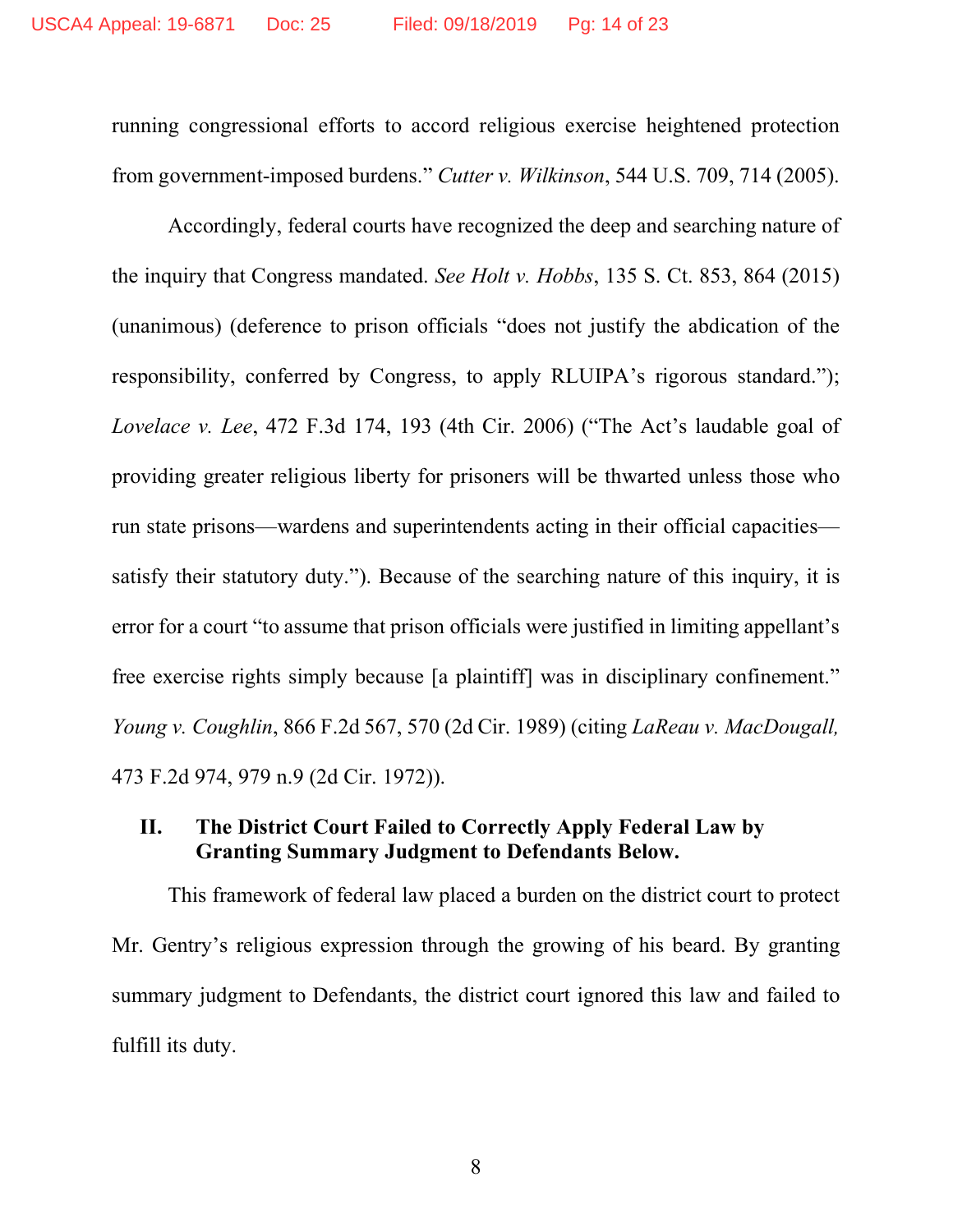running congressional efforts to accord religious exercise heightened protection from government-imposed burdens." *Cutter v. Wilkinson*, 544 U.S. 709, 714 (2005).

Accordingly, federal courts have recognized the deep and searching nature of the inquiry that Congress mandated. *See Holt v. Hobbs*, 135 S. Ct. 853, 864 (2015) (unanimous) (deference to prison officials "does not justify the abdication of the responsibility, conferred by Congress, to apply RLUIPA's rigorous standard."); *Lovelace v. Lee*, 472 F.3d 174, 193 (4th Cir. 2006) ("The Act's laudable goal of providing greater religious liberty for prisoners will be thwarted unless those who run state prisons—wardens and superintendents acting in their official capacities—satisfy their statutory duty."). Because of the searching nature of this inquiry, it is error for a court "to assume that prison officials were justified in limiting appellant's free exercise rights simply because [a plaintiff] was in disciplinary confinement." *Young v. Coughlin*, 866 F.2d 567, 570 (2d Cir. 1989) (citing *LaReau v. MacDougall,* 473 F.2d 974, 979 n.9 (2d Cir. 1972)).

## II. The District Court Failed to Correctly Apply Federal Law by Granting Summary Judgment to Defendants Below.

This framework of federal law placed a burden on the district court to protect Mr. Gentry's religious expression through the growing of his beard. By granting summary judgment to Defendants, the district court ignored this law and failed to fulfill its duty.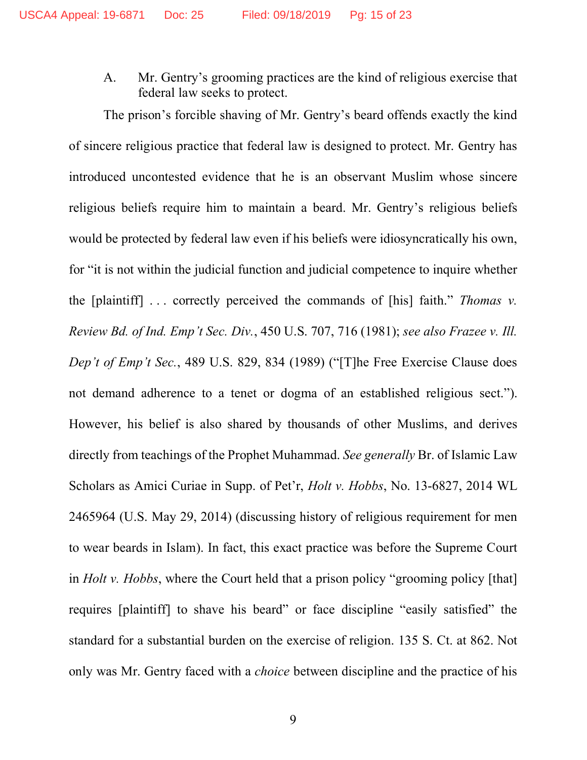A. Mr. Gentry's grooming practices are the kind of religious exercise that federal law seeks to protect.

The prison's forcible shaving of Mr. Gentry's beard offends exactly the kind of sincere religious practice that federal law is designed to protect. Mr. Gentry has introduced uncontested evidence that he is an observant Muslim whose sincere religious beliefs require him to maintain a beard. Mr. Gentry's religious beliefs would be protected by federal law even if his beliefs were idiosyncratically his own, for "it is not within the judicial function and judicial competence to inquire whether the [plaintiff] . . . correctly perceived the commands of [his] faith." *Thomas v. Review Bd. of Ind. Emp't Sec. Div.*, 450 U.S. 707, 716 (1981); *see also Frazee v. Ill. Dep't of Emp't Sec.*, 489 U.S. 829, 834 (1989) ("[T]he Free Exercise Clause does not demand adherence to a tenet or dogma of an established religious sect."). However, his belief is also shared by thousands of other Muslims, and derives directly from teachings of the Prophet Muhammad. *See generally* Br. of Islamic Law Scholars as Amici Curiae in Supp. of Pet'r, *Holt v. Hobbs*, No. 13-6827, 2014 WL 2465964 (U.S. May 29, 2014) (discussing history of religious requirement for men to wear beards in Islam). In fact, this exact practice was before the Supreme Court in *Holt v. Hobbs*, where the Court held that a prison policy "grooming policy [that] requires [plaintiff] to shave his beard" or face discipline "easily satisfied" the standard for a substantial burden on the exercise of religion. 135 S. Ct. at 862. Not only was Mr. Gentry faced with a *choice* between discipline and the practice of his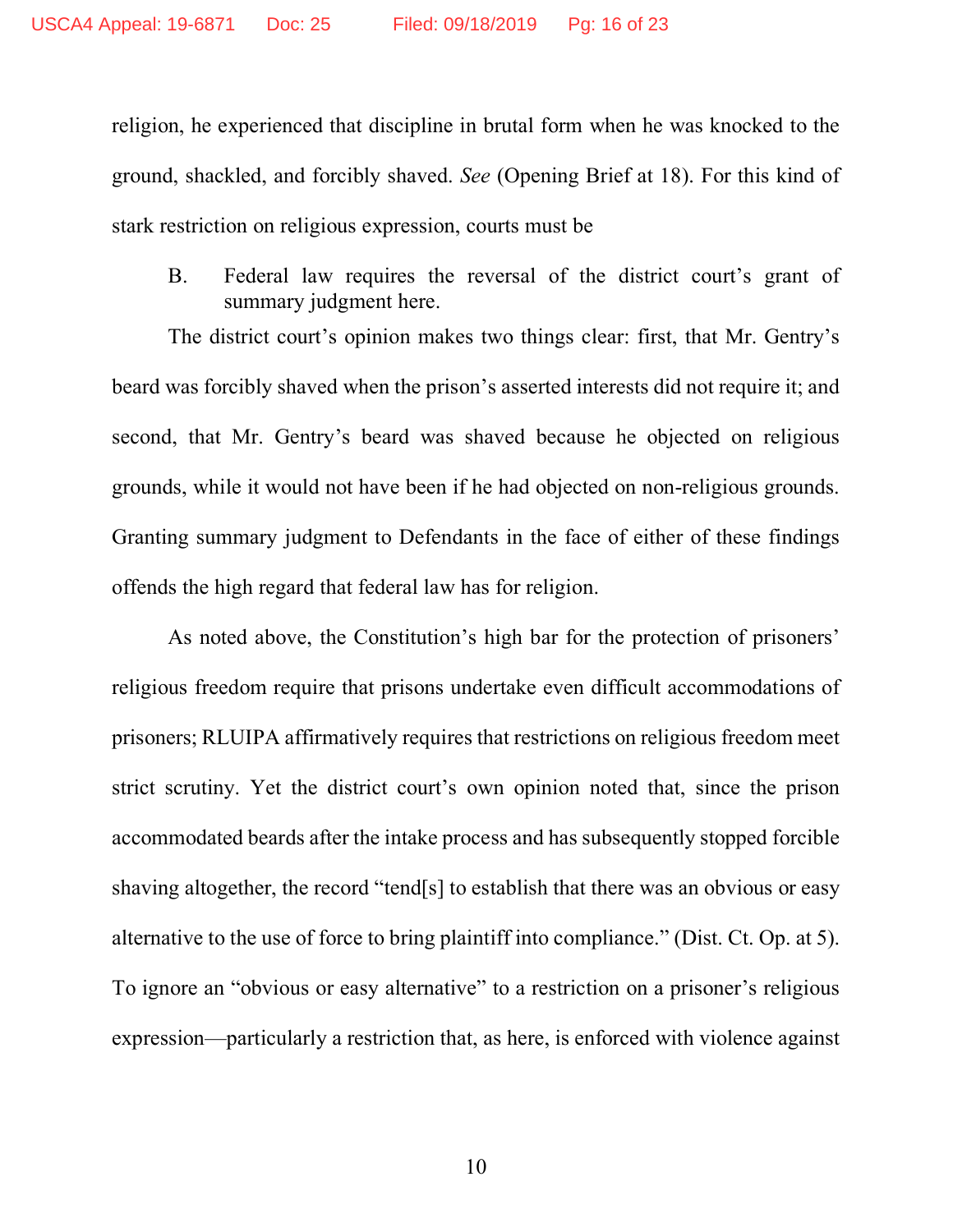religion, he experienced that discipline in brutal form when he was knocked to the ground, shackled, and forcibly shaved. *See* (Opening Brief at 18). For this kind of stark restriction on religious expression, courts must be

### B. Federal law requires the reversal of the district court's grant of summary judgment here.

The district court's opinion makes two things clear: first, that Mr. Gentry's beard was forcibly shaved when the prison's asserted interests did not require it; and second, that Mr. Gentry's beard was shaved because he objected on religious grounds, while it would not have been if he had objected on non-religious grounds. Granting summary judgment to Defendants in the face of either of these findings offends the high regard that federal law has for religion.

As noted above, the Constitution's high bar for the protection of prisoners' religious freedom require that prisons undertake even difficult accommodations of prisoners; RLUIPA affirmatively requires that restrictions on religious freedom meet strict scrutiny. Yet the district court's own opinion noted that, since the prison accommodated beards after the intake process and has subsequently stopped forcible shaving altogether, the record "tend[s] to establish that there was an obvious or easy alternative to the use of force to bring plaintiff into compliance." (Dist. Ct. Op. at 5). To ignore an "obvious or easy alternative" to a restriction on a prisoner's religious expression—particularly a restriction that, as here, is enforced with violence against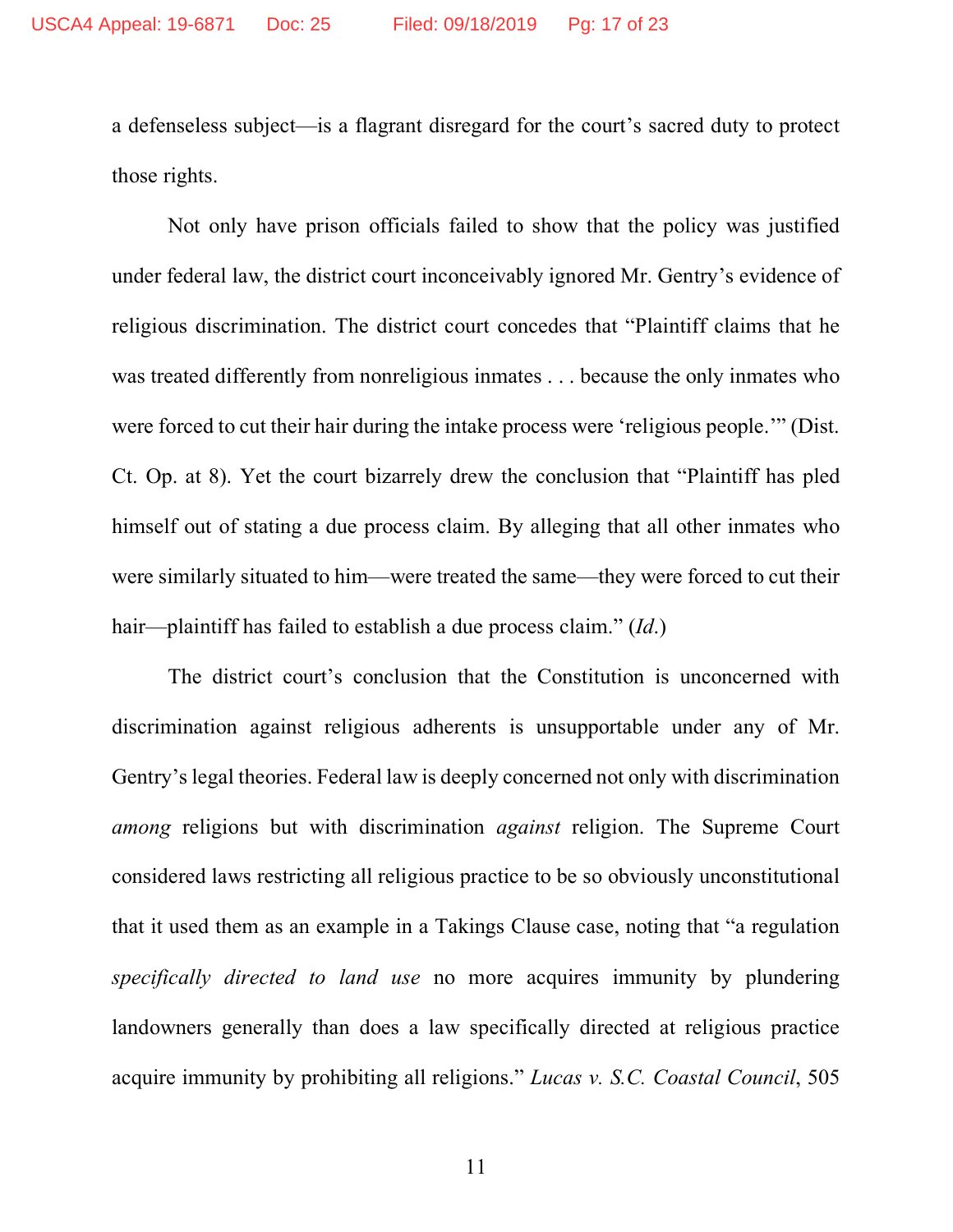a defenseless subject—is a flagrant disregard for the court's sacred duty to protect those rights.

Not only have prison officials failed to show that the policy was justified under federal law, the district court inconceivably ignored Mr. Gentry's evidence of religious discrimination. The district court concedes that "Plaintiff claims that he was treated differently from nonreligious inmates . . . because the only inmates who were forced to cut their hair during the intake process were 'religious people.'" (Dist. Ct. Op. at 8). Yet the court bizarrely drew the conclusion that "Plaintiff has pled himself out of stating a due process claim. By alleging that all other inmates who were similarly situated to him—were treated the same—they were forced to cut their hair—plaintiff has failed to establish a due process claim." (*Id.*)

The district court's conclusion that the Constitution is unconcerned with discrimination against religious adherents is unsupportable under any of Mr. Gentry's legal theories. Federal law is deeply concerned not only with discrimination *among* religions but with discrimination *against* religion. The Supreme Court considered laws restricting all religious practice to be so obviously unconstitutional that it used them as an example in a Takings Clause case, noting that "a regulation *specifically directed to land use* no more acquires immunity by plundering landowners generally than does a law specifically directed at religious practice acquire immunity by prohibiting all religions." *Lucas v. S.C. Coastal Council*, 505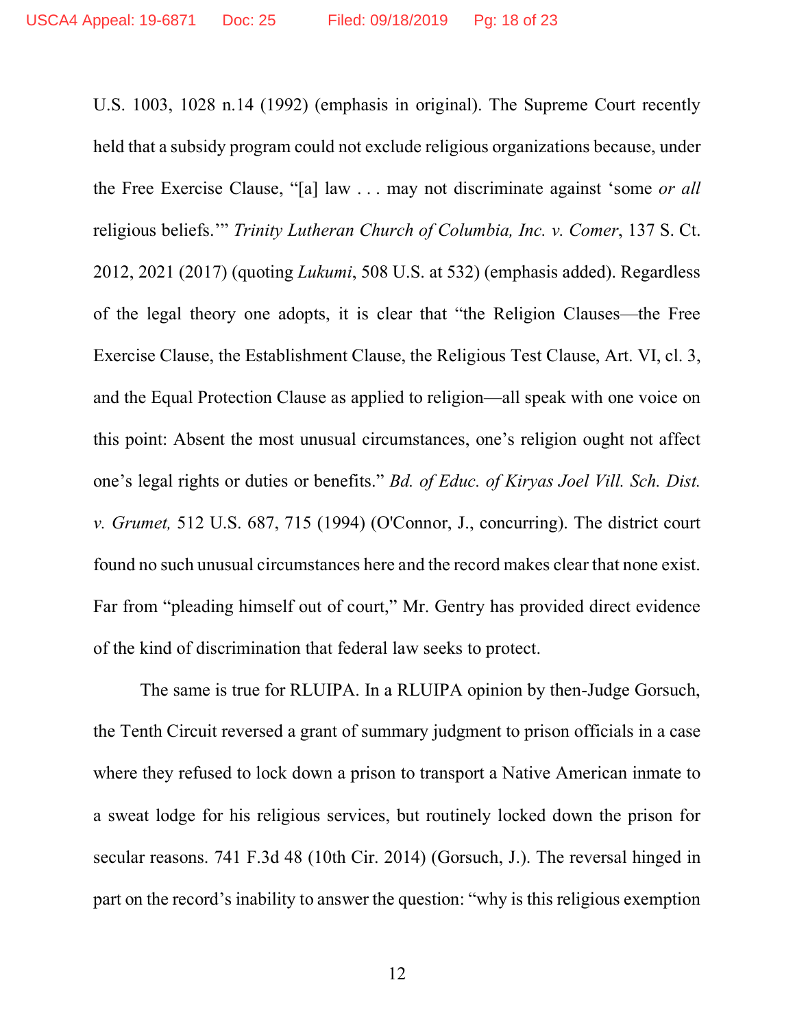U.S. 1003, 1028 n.14 (1992) (emphasis in original). The Supreme Court recently held that a subsidy program could not exclude religious organizations because, under the Free Exercise Clause, "[a] law . . . may not discriminate against 'some *or all* religious beliefs.'" *Trinity Lutheran Church of Columbia, Inc. v. Comer*, 137 S. Ct. 2012, 2021 (2017) (quoting *Lukumi*, 508 U.S. at 532) (emphasis added). Regardless of the legal theory one adopts, it is clear that "the Religion Clauses—the Free Exercise Clause, the Establishment Clause, the Religious Test Clause, Art. VI, cl. 3, and the Equal Protection Clause as applied to religion—all speak with one voice on this point: Absent the most unusual circumstances, one's religion ought not affect one's legal rights or duties or benefits." *Bd. of Educ. of Kiryas Joel Vill. Sch. Dist. v. Grumet,* 512 U.S. 687, 715 (1994) (O'Connor, J., concurring). The district court found no such unusual circumstances here and the record makes clear that none exist. Far from "pleading himself out of court," Mr. Gentry has provided direct evidence of the kind of discrimination that federal law seeks to protect.

The same is true for RLUIPA. In a RLUIPA opinion by then-Judge Gorsuch, the Tenth Circuit reversed a grant of summary judgment to prison officials in a case where they refused to lock down a prison to transport a Native American inmate to a sweat lodge for his religious services, but routinely locked down the prison for secular reasons. 741 F.3d 48 (10th Cir. 2014) (Gorsuch, J.). The reversal hinged in part on the record's inability to answer the question: "why is this religious exemption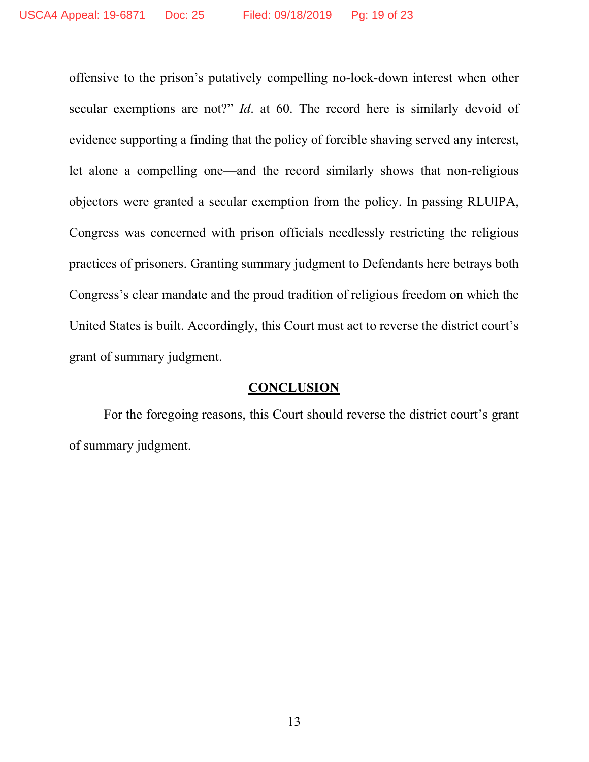offensive to the prison's putatively compelling no-lock-down interest when other secular exemptions are not?" *Id*. at 60. The record here is similarly devoid of evidence supporting a finding that the policy of forcible shaving served any interest, let alone a compelling one—and the record similarly shows that non-religious objectors were granted a secular exemption from the policy. In passing RLUIPA, Congress was concerned with prison officials needlessly restricting the religious practices of prisoners. Granting summary judgment to Defendants here betrays both Congress's clear mandate and the proud tradition of religious freedom on which the United States is built. Accordingly, this Court must act to reverse the district court's grant of summary judgment.

## CONCLUSION

For the foregoing reasons, this Court should reverse the district court's grant of summary judgment.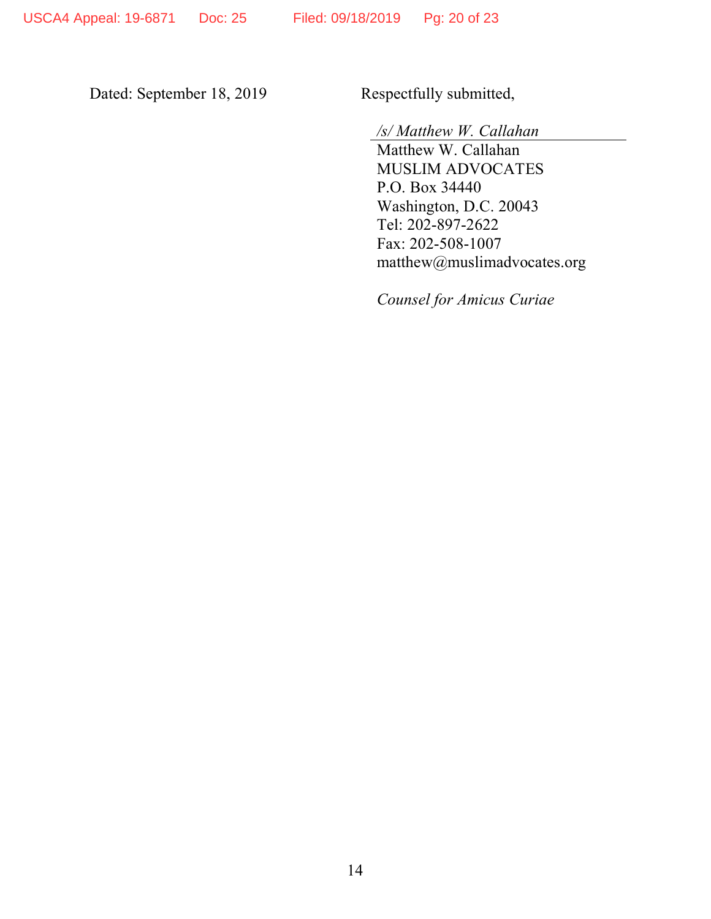Dated: September 18, 2019

Respectfully submitted,

*/s/ Matthew W. Callahan*
Matthew W. Callahan
MUSLIM ADVOCATES
P.O. Box 34440
Washington, D.C. 20043
Tel: 202-897-2622
Fax: 202-508-1007
matthew@muslimadvocates.org

*Counsel for Amicus Curiae*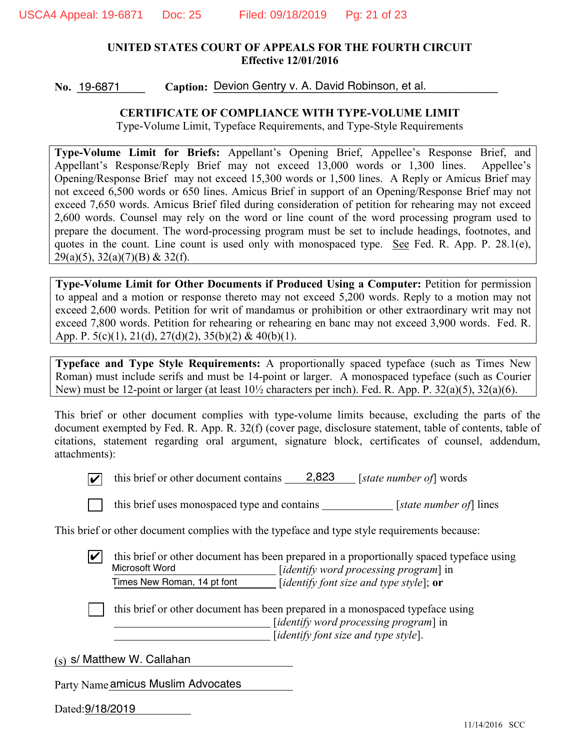**UNITED STATES COURT OF APPEALS FOR THE FOURTH CIRCUIT**
**Effective 12/01/2016**

**No.** 19-6871 **Caption:** Devion Gentry v. A. David Robinson, et al.

**CERTIFICATE OF COMPLIANCE WITH TYPE-VOLUME LIMIT**

Type-Volume Limit, Typeface Requirements, and Type-Style Requirements

**Type-Volume Limit for Briefs:** Appellant's Opening Brief, Appellee's Response Brief, and Appellant's Response/Reply Brief may not exceed 13,000 words or 1,300 lines. Appellee's Opening/Response Brief may not exceed 15,300 words or 1,500 lines. A Reply or Amicus Brief may not exceed 6,500 words or 650 lines. Amicus Brief in support of an Opening/Response Brief may not exceed 7,650 words. Amicus Brief filed during consideration of petition for rehearing may not exceed 2,600 words. Counsel may rely on the word or line count of the word processing program used to prepare the document. The word-processing program must be set to include headings, footnotes, and quotes in the count. Line count is used only with monospaced type. See Fed. R. App. P. 28.1(e), 29(a)(5), 32(a)(7)(B) & 32(f).

**Type-Volume Limit for Other Documents if Produced Using a Computer:** Petition for permission to appeal and a motion or response thereto may not exceed 5,200 words. Reply to a motion may not exceed 2,600 words. Petition for writ of mandamus or prohibition or other extraordinary writ may not exceed 7,800 words. Petition for rehearing or rehearing en banc may not exceed 3,900 words. Fed. R. App. P. 5(c)(1), 21(d), 27(d)(2), 35(b)(2) & 40(b)(1).

**Typeface and Type Style Requirements:** A proportionally spaced typeface (such as Times New Roman) must include serifs and must be 14-point or larger. A monospaced typeface (such as Courier New) must be 12-point or larger (at least 10½ characters per inch). Fed. R. App. P. 32(a)(5), 32(a)(6).

This brief or other document complies with type-volume limits because, excluding the parts of the document exempted by Fed. R. App. R. 32(f) (cover page, disclosure statement, table of contents, table of citations, statement regarding oral argument, signature block, certificates of counsel, addendum, attachments):

- [x] this brief or other document contains 2,823 [*state number of*] words
- [ ] this brief uses monospaced type and contains ____________ [*state number of*] lines

This brief or other document complies with the typeface and type style requirements because:

- [x] this brief or other document has been prepared in a proportionally spaced typeface using Microsoft Word [*identify word processing program*] in Times New Roman, 14 pt font [*identify font size and type style*]; **or**
- [ ] this brief or other document has been prepared in a monospaced typeface using ____________ [*identify word processing program*] in ____________ [*identify font size and type style*].

(s) s/ Matthew W. Callahan

Party Name amicus Muslim Advocates

Dated: 9/18/2019

11/14/2016 SCC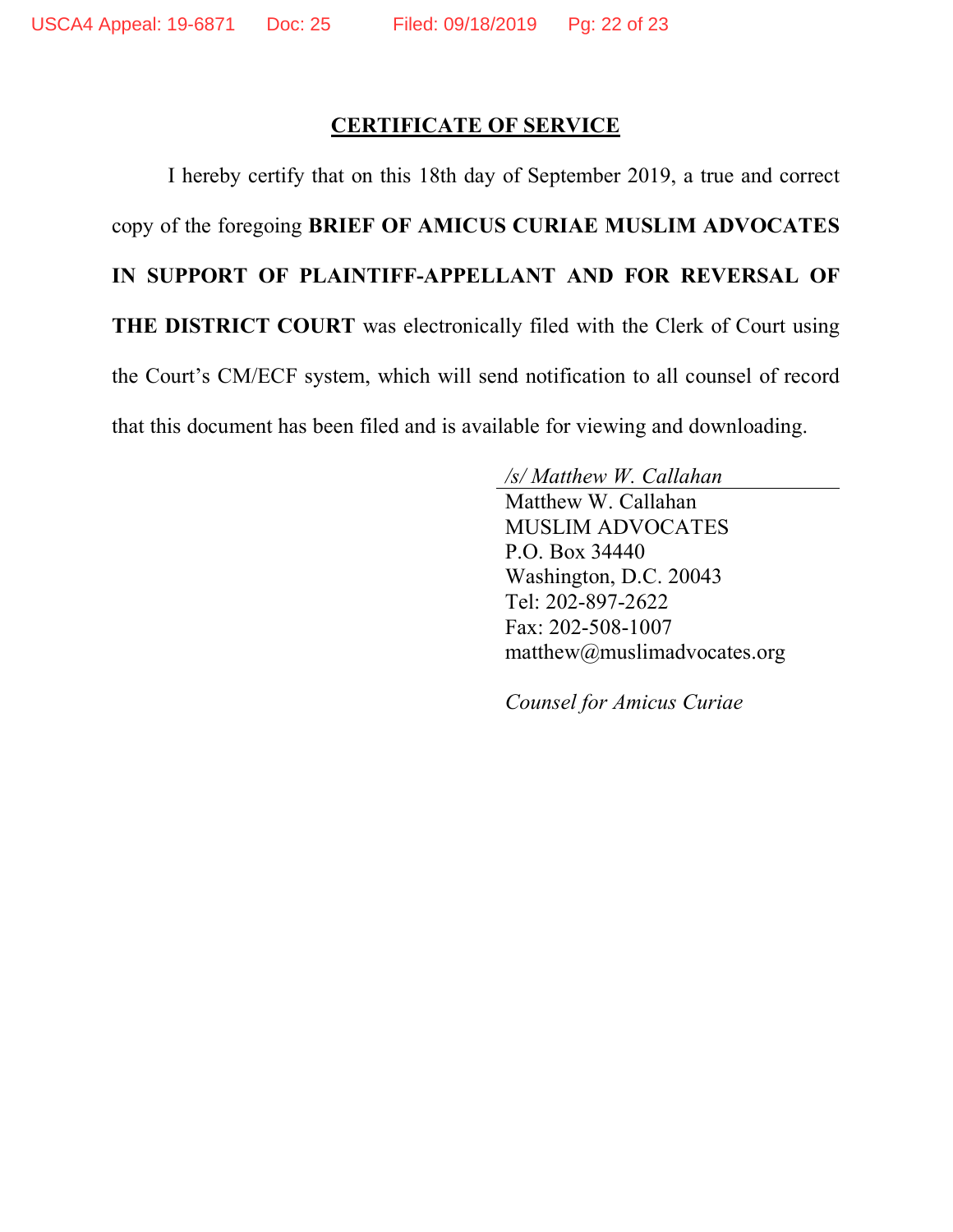## CERTIFICATE OF SERVICE

I hereby certify that on this 18th day of September 2019, a true and correct copy of the foregoing **BRIEF OF AMICUS CURIAE MUSLIM ADVOCATES IN SUPPORT OF PLAINTIFF-APPELLANT AND FOR REVERSAL OF THE DISTRICT COURT** was electronically filed with the Clerk of Court using the Court's CM/ECF system, which will send notification to all counsel of record that this document has been filed and is available for viewing and downloading.

*/s/ Matthew W. Callahan*
Matthew W. Callahan
MUSLIM ADVOCATES
P.O. Box 34440
Washington, D.C. 20043
Tel: 202-897-2622
Fax: 202-508-1007
matthew@muslimadvocates.org

*Counsel for Amicus Curiae*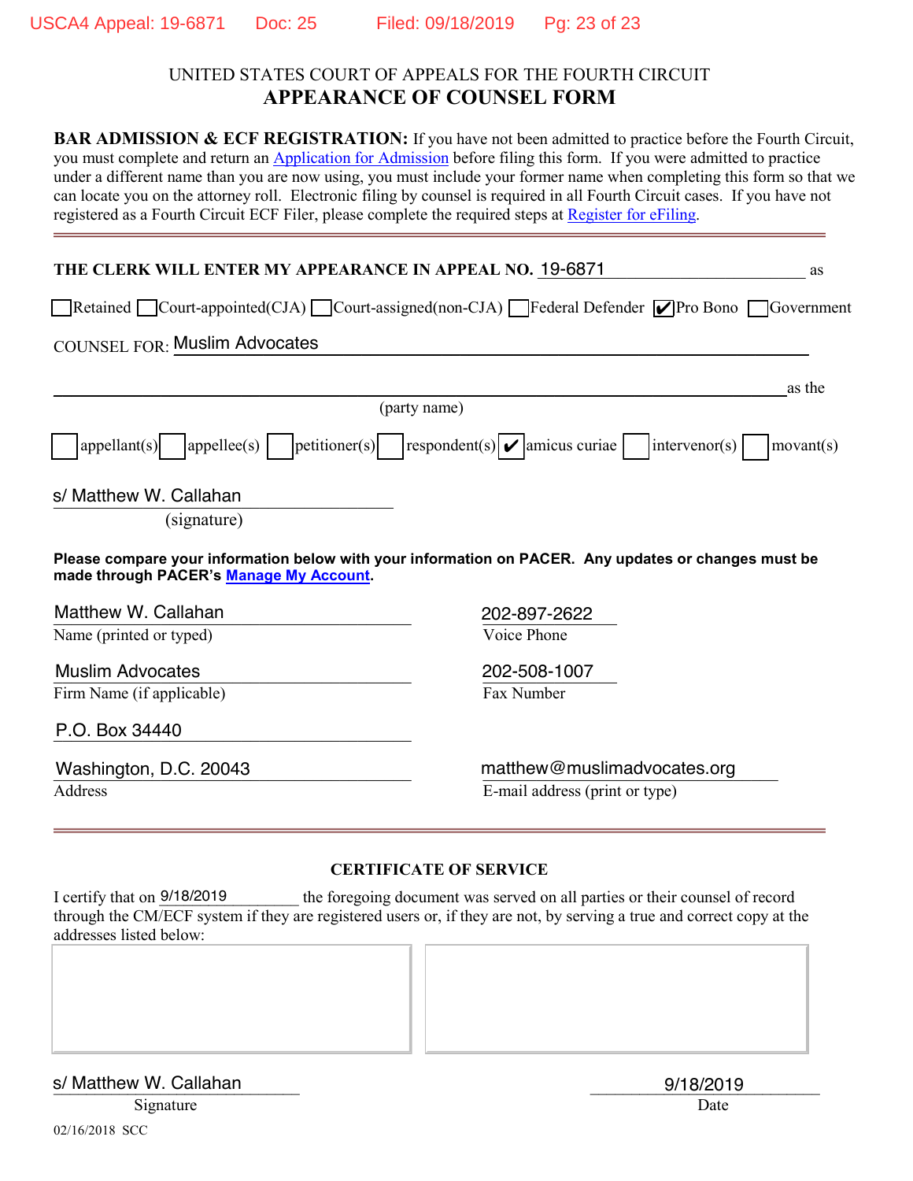UNITED STATES COURT OF APPEALS FOR THE FOURTH CIRCUIT

## APPEARANCE OF COUNSEL FORM

**BAR ADMISSION & ECF REGISTRATION:** If you have not been admitted to practice before the Fourth Circuit, you must complete and return an Application for Admission before filing this form. If you were admitted to practice under a different name than you are now using, you must include your former name when completing this form so that we can locate you on the attorney roll. Electronic filing by counsel is required in all Fourth Circuit cases. If you have not registered as a Fourth Circuit ECF Filer, please complete the required steps at Register for eFiling.

---

**THE CLERK WILL ENTER MY APPEARANCE IN APPEAL NO.** 19-6871 as

☐ Retained ☐ Court-appointed(CJA) ☐ Court-assigned(non-CJA) ☐ Federal Defender ☑ Pro Bono ☐ Government

COUNSEL FOR: Muslim Advocates

_______________________________________________ as the
(party name)

☐ appellant(s) ☐ appellee(s) ☐ petitioner(s) ☐ respondent(s) ☑ amicus curiae ☐ intervenor(s) ☐ movant(s)

s/ Matthew W. Callahan
(signature)

**Please compare your information below with your information on PACER. Any updates or changes must be made through PACER's Manage My Account.**

Matthew W. Callahan
Name (printed or typed)

202-897-2622
Voice Phone

Muslim Advocates
Firm Name (if applicable)

202-508-1007
Fax Number

P.O. Box 34440
Washington, D.C. 20043
Address

matthew@muslimadvocates.org
E-mail address (print or type)

---

### CERTIFICATE OF SERVICE

I certify that on 9/18/2019 the foregoing document was served on all parties or their counsel of record through the CM/ECF system if they are registered users or, if they are not, by serving a true and correct copy at the addresses listed below:

s/ Matthew W. Callahan
Signature

9/18/2019
Date

02/16/2018 SCC